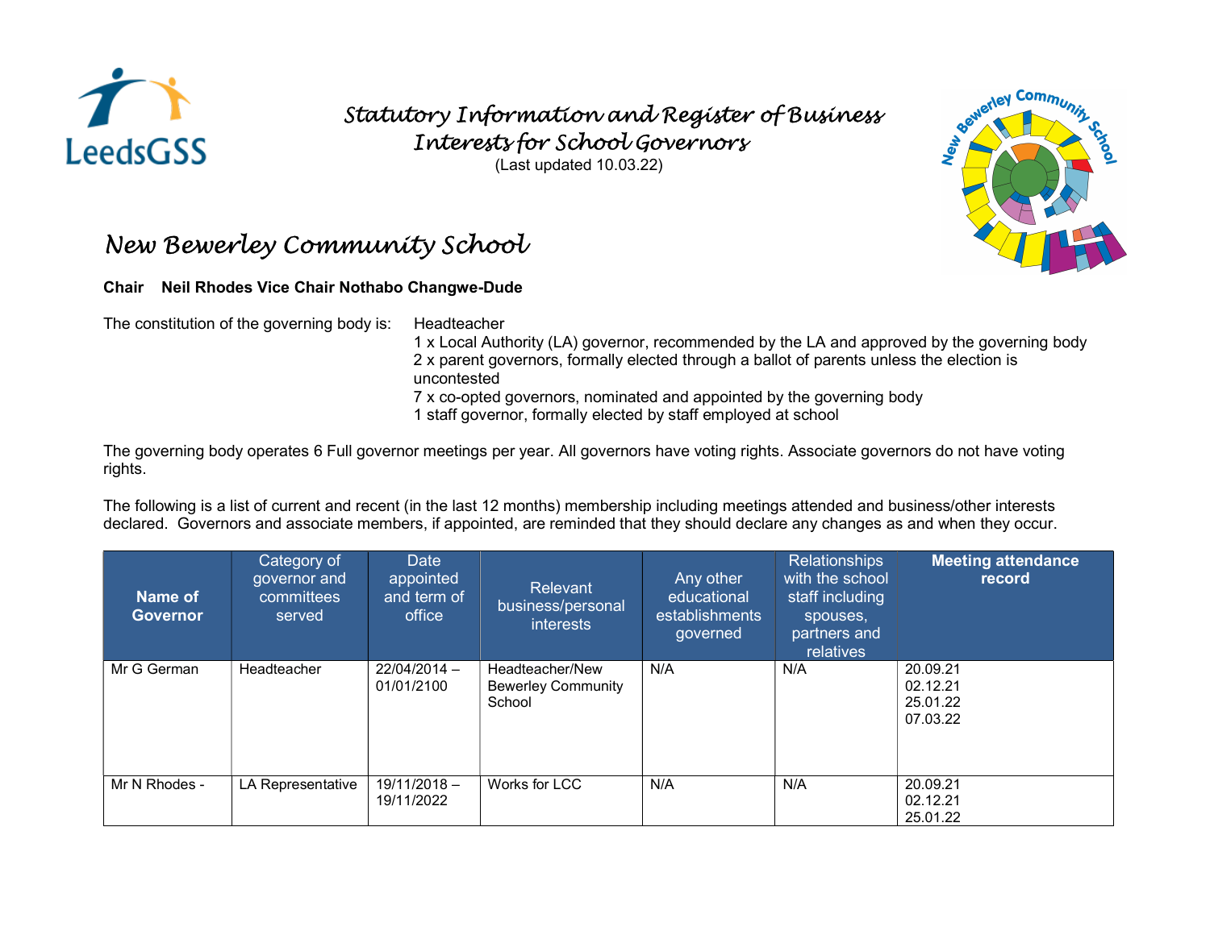# Statutory Information and Register of Business Interests for School Governors

(Last updated 10.03.22)

## New Bewerley Community School

**Chair Neil Rhodes Vice Chair Nothabo Changwe-Dude**

The constitution of the governing body is:

Headteacher
1 x Local Authority (LA) governor, recommended by the LA and approved by the governing body
2 x parent governors, formally elected through a ballot of parents unless the election is uncontested
7 x co-opted governors, nominated and appointed by the governing body
1 staff governor, formally elected by staff employed at school

The governing body operates 6 Full governor meetings per year. All governors have voting rights. Associate governors do not have voting rights.

The following is a list of current and recent (in the last 12 months) membership including meetings attended and business/other interests declared. Governors and associate members, if appointed, are reminded that they should declare any changes as and when they occur.

| Name of Governor | Category of governor and committees served | Date appointed and term of office | Relevant business/personal interests | Any other educational establishments governed | Relationships with the school staff including spouses, partners and relatives | Meeting attendance record |
|---|---|---|---|---|---|---|
| Mr G German | Headteacher | 22/04/2014 – 01/01/2100 | Headteacher/New Bewerley Community School | N/A | N/A | 20.09.21<br>02.12.21<br>25.01.22<br>07.03.22 |
| Mr N Rhodes - | LA Representative | 19/11/2018 – 19/11/2022 | Works for LCC | N/A | N/A | 20.09.21<br>02.12.21<br>25.01.22 |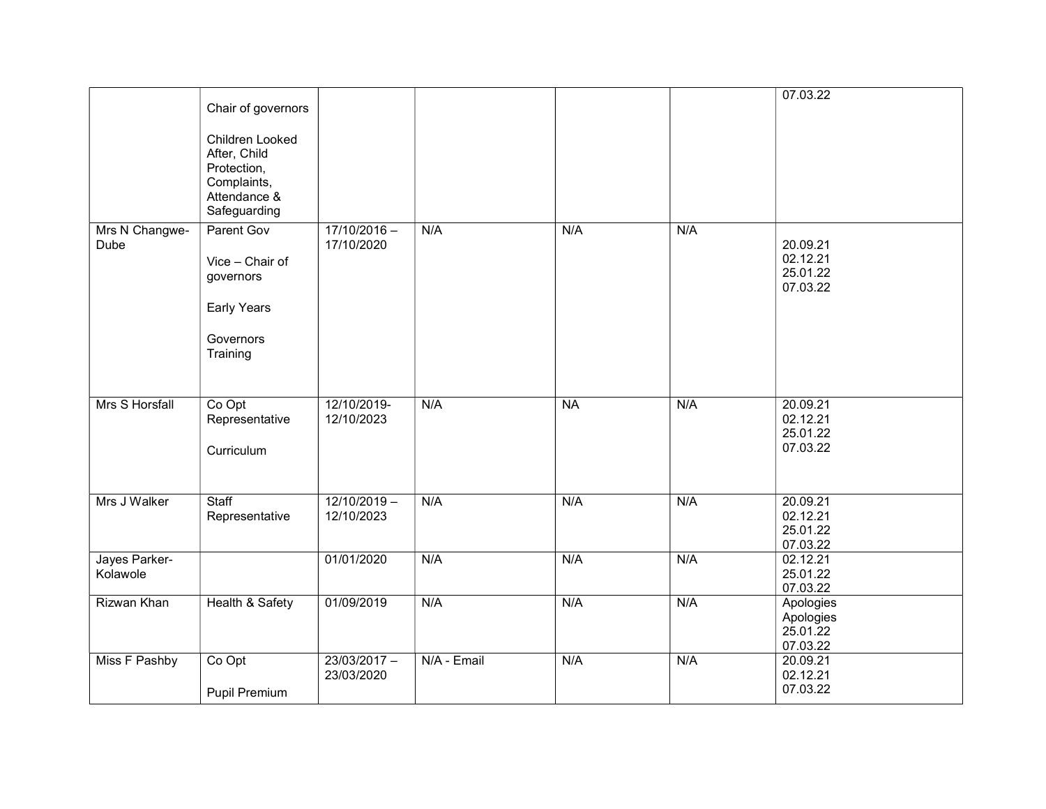| | | | | | | |
|---|---|---|---|---|---|---|
| | Chair of governors<br><br>Children Looked After, Child Protection, Complaints, Attendance & Safeguarding | | | | | 07.03.22 |
| Mrs N Changwe-Dube | Parent Gov<br><br>Vice – Chair of governors<br><br>Early Years<br><br>Governors Training | 17/10/2016 – 17/10/2020 | N/A | N/A | N/A | 20.09.21<br>02.12.21<br>25.01.22<br>07.03.22 |
| Mrs S Horsfall | Co Opt Representative<br><br>Curriculum | 12/10/2019- 12/10/2023 | N/A | NA | N/A | 20.09.21<br>02.12.21<br>25.01.22<br>07.03.22 |
| Mrs J Walker | Staff Representative | 12/10/2019 – 12/10/2023 | N/A | N/A | N/A | 20.09.21<br>02.12.21<br>25.01.22<br>07.03.22 |
| Jayes Parker-Kolawole | | 01/01/2020 | N/A | N/A | N/A | 02.12.21<br>25.01.22<br>07.03.22 |
| Rizwan Khan | Health & Safety | 01/09/2019 | N/A | N/A | N/A | Apologies<br>Apologies<br>25.01.22<br>07.03.22 |
| Miss F Pashby | Co Opt<br><br>Pupil Premium | 23/03/2017 – 23/03/2020 | N/A - Email | N/A | N/A | 20.09.21<br>02.12.21<br>07.03.22 |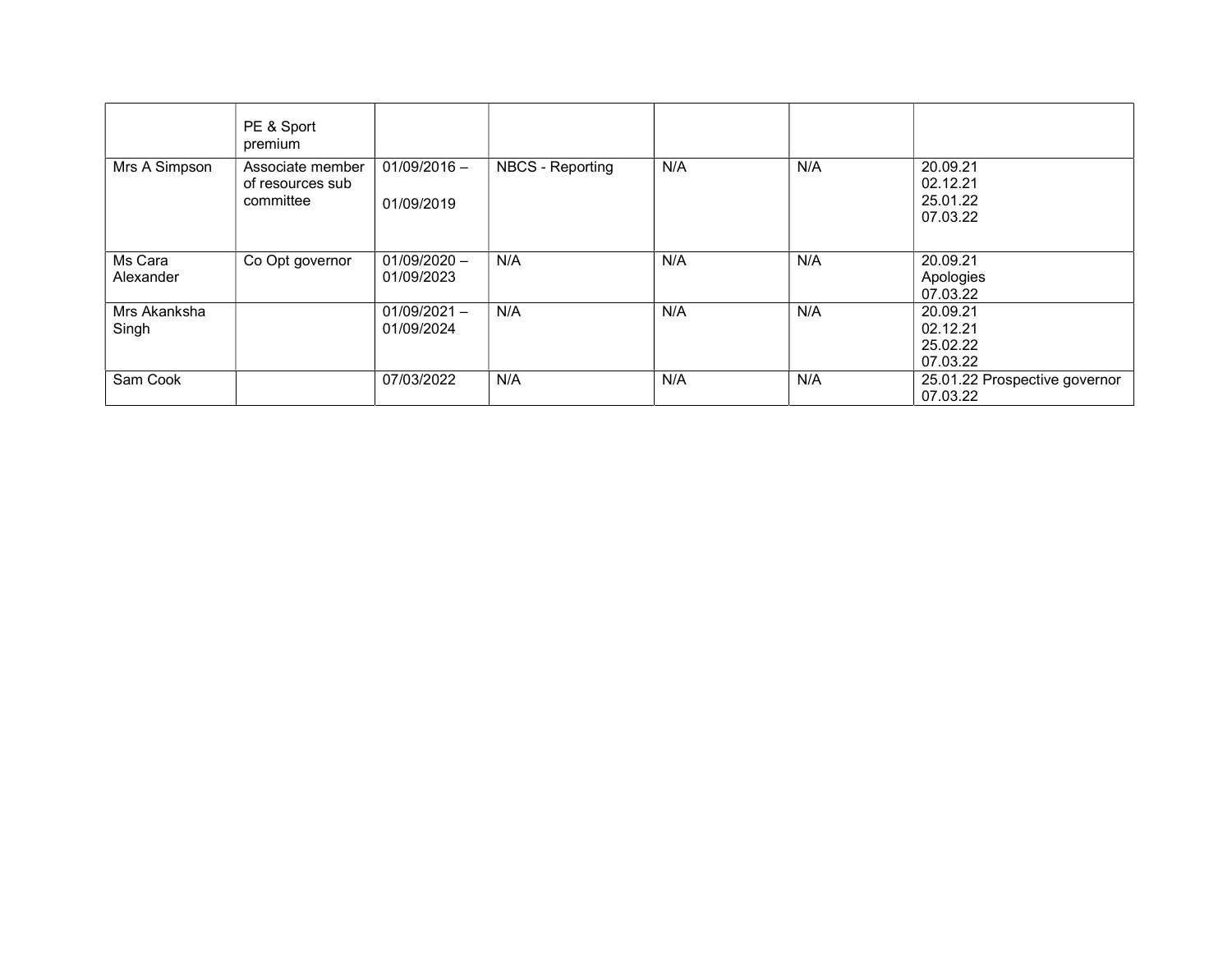| | | | | | | |
|---|---|---|---|---|---|---|
| | PE & Sport premium | | | | | |
| Mrs A Simpson | Associate member of resources sub committee | 01/09/2016 – 01/09/2019 | NBCS - Reporting | N/A | N/A | 20.09.21 02.12.21 25.01.22 07.03.22 |
| Ms Cara Alexander | Co Opt governor | 01/09/2020 – 01/09/2023 | N/A | N/A | N/A | 20.09.21 Apologies 07.03.22 |
| Mrs Akanksha Singh | | 01/09/2021 – 01/09/2024 | N/A | N/A | N/A | 20.09.21 02.12.21 25.02.22 07.03.22 |
| Sam Cook | | 07/03/2022 | N/A | N/A | N/A | 25.01.22 Prospective governor 07.03.22 |